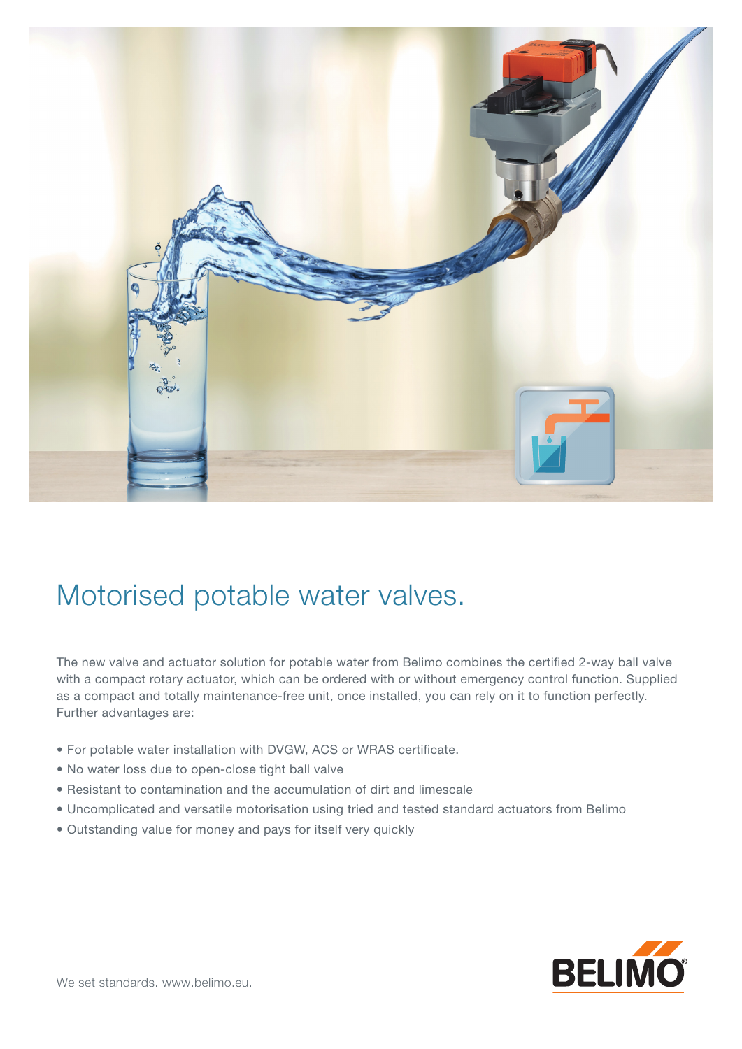# Motorised potable water valves.

The new valve and actuator solution for potable water from Belimo combines the certified 2-way ball valve with a compact rotary actuator, which can be ordered with or without emergency control function. Supplied as a compact and totally maintenance-free unit, once installed, you can rely on it to function perfectly. Further advantages are:

- For potable water installation with DVGW, ACS or WRAS certificate.
- No water loss due to open-close tight ball valve
- Resistant to contamination and the accumulation of dirt and limescale
- Uncomplicated and versatile motorisation using tried and tested standard actuators from Belimo
- Outstanding value for money and pays for itself very quickly

We set standards. www.belimo.eu.

BELIMO®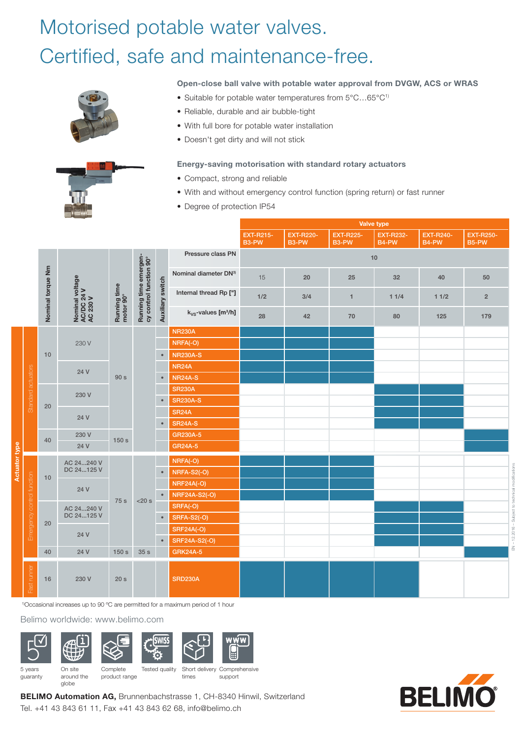# Motorised potable water valves.
# Certified, safe and maintenance-free.

**Open-close ball valve with potable water approval from DVGW, ACS or WRAS**

- Suitable for potable water temperatures from 5°C…65°C[1]
- Reliable, durable and air bubble-tight
- With full bore for potable water installation
- Doesn't get dirty and will not stick

**Energy-saving motorisation with standard rotary actuators**

- Compact, strong and reliable
- With and without emergency control function (spring return) or fast runner
- Degree of protection IP54

| Actuator type | Nominal torque Nm | Nominal voltage AC/DC 24 V AC 230 V | Running time motor 90° | Running time emergency control function 90° | Auxiliary switch | Valve type | EXT-R215-B3-PW | EXT-R220-B3-PW | EXT-R225-B3-PW | EXT-R232-B4-PW | EXT-R240-B4-PW | EXT-R250-B5-PW |
|---|---|---|---|---|---|---|---|---|---|---|---|---|
| | | | | | | Pressure class PN | 10 | 10 | 10 | 10 | 10 | 10 |
| | | | | | | Nominal diameter DN[3] | 15 | 20 | 25 | 32 | 40 | 50 |
| | | | | | | Internal thread Rp ["] | 1/2 | 3/4 | 1 | 1 1/4 | 1 1/2 | 2 |
| | | | | | | $k_{VS}$-values [m³/h] | 28 | 42 | 70 | 80 | 125 | 179 |
| Standard actuators | 10 | 230 V | 90 s | | | NR230A | ■ | ■ | ■ | | | |
| Standard actuators | 10 | 230 V | 90 s | | | NRFA(-O) | ■ | ■ | ■ | | | |
| Standard actuators | 10 | 230 V | 90 s | | • | NR230A-S | ■ | ■ | ■ | | | |
| Standard actuators | 10 | 24 V | 90 s | | | NR24A | ■ | ■ | ■ | | | |
| Standard actuators | 10 | 24 V | 90 s | | • | NR24A-S | ■ | ■ | ■ | | | |
| Standard actuators | 20 | 230 V | 90 s | | | SR230A | | | | ■ | ■ | |
| Standard actuators | 20 | 230 V | 90 s | | • | SR230A-S | | | | ■ | ■ | |
| Standard actuators | 20 | 24 V | 90 s | | | SR24A | | | | ■ | ■ | |
| Standard actuators | 20 | 24 V | 90 s | | • | SR24A-S | | | | ■ | ■ | |
| Standard actuators | 40 | 230 V | 150 s | | | GR230A-5 | | | | | | ■ |
| Standard actuators | 40 | 24 V | 150 s | | | GR24A-5 | | | | | | ■ |
| Emergency control function | 10 | AC 24...240 V DC 24...125 V | 75 s | <20 s | | NRFA(-O) | ■ | ■ | ■ | | | |
| Emergency control function | 10 | AC 24...240 V DC 24...125 V | 75 s | <20 s | • | NRFA-S2(-O) | ■ | ■ | ■ | | | |
| Emergency control function | 10 | 24 V | 75 s | <20 s | | NRF24A(-O) | ■ | ■ | ■ | | | |
| Emergency control function | 10 | 24 V | 75 s | <20 s | • | NRF24A-S2(-O) | ■ | ■ | ■ | | | |
| Emergency control function | 20 | AC 24...240 V DC 24...125 V | 75 s | <20 s | | SRFA(-O) | | | | ■ | ■ | |
| Emergency control function | 20 | AC 24...240 V DC 24...125 V | 75 s | <20 s | • | SRFA-S2(-O) | | | | ■ | ■ | |
| Emergency control function | 20 | 24 V | 75 s | <20 s | | SRF24A(-O) | | | | ■ | ■ | |
| Emergency control function | 20 | 24 V | 75 s | <20 s | • | SRF24A-S2(-O) | | | | ■ | ■ | |
| Emergency control function | 40 | 24 V | 150 s | 35 s | | GRK24A-5 | | | | | | ■ |
| Fast runner | 16 | 230 V | 20 s | | | SRD230A | ■ | ■ | ■ | ■ | | |

[1]Occasional increases up to 90 °C are permitted for a maximum period of 1 hour

Belimo worldwide: www.belimo.com

5 years guaranty | On site around the globe | Complete product range | Tested quality | Short delivery times | Comprehensive support

**BELIMO Automation AG,** Brunnenbachstrasse 1, CH-8340 Hinwil, Switzerland
Tel. +41 43 843 61 11, Fax +41 43 843 62 68, info@belimo.ch

EN – 12.2016 – Subject to technical modifications